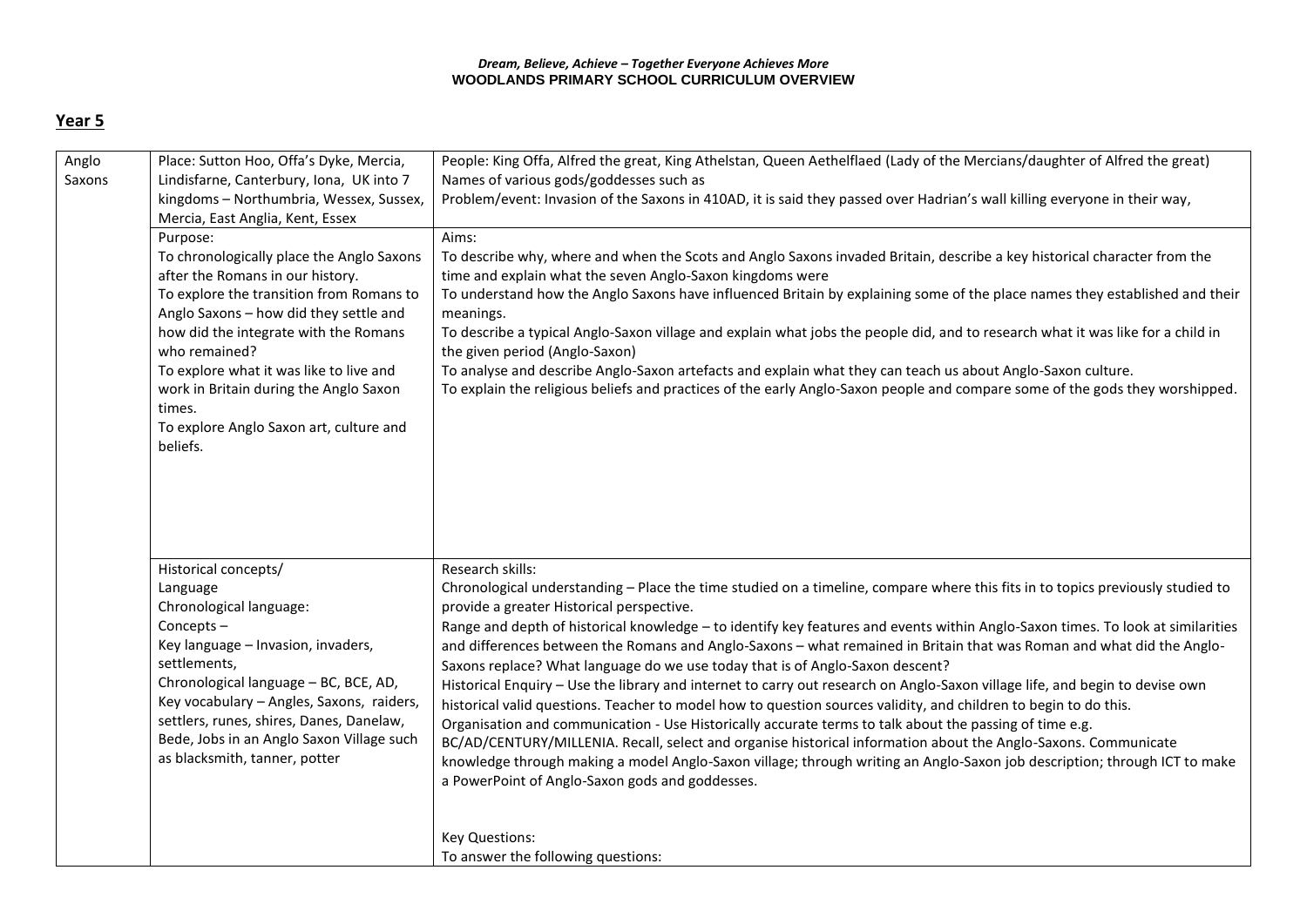*Dream, Believe, Achieve – Together Everyone Achieves More*
**WOODLANDS PRIMARY SCHOOL CURRICULUM OVERVIEW**

## Year 5

| | | |
|---|---|---|
| Anglo Saxons | Place: Sutton Hoo, Offa's Dyke, Mercia, Lindisfarne, Canterbury, Iona, UK into 7 kingdoms – Northumbria, Wessex, Sussex, Mercia, East Anglia, Kent, Essex | People: King Offa, Alfred the great, King Athelstan, Queen Aethelflaed (Lady of the Mercians/daughter of Alfred the great)<br>Names of various gods/goddesses such as<br>Problem/event: Invasion of the Saxons in 410AD, it is said they passed over Hadrian's wall killing everyone in their way, |
| | Purpose:<br>To chronologically place the Anglo Saxons after the Romans in our history.<br>To explore the transition from Romans to Anglo Saxons – how did they settle and how did the integrate with the Romans who remained?<br>To explore what it was like to live and work in Britain during the Anglo Saxon times.<br>To explore Anglo Saxon art, culture and beliefs. | Aims:<br>To describe why, where and when the Scots and Anglo Saxons invaded Britain, describe a key historical character from the time and explain what the seven Anglo-Saxon kingdoms were<br>To understand how the Anglo Saxons have influenced Britain by explaining some of the place names they established and their meanings.<br>To describe a typical Anglo-Saxon village and explain what jobs the people did, and to research what it was like for a child in the given period (Anglo-Saxon)<br>To analyse and describe Anglo-Saxon artefacts and explain what they can teach us about Anglo-Saxon culture.<br>To explain the religious beliefs and practices of the early Anglo-Saxon people and compare some of the gods they worshipped. |
| | Historical concepts/<br>Language<br>Chronological language:<br>Concepts –<br>Key language – Invasion, invaders, settlements,<br>Chronological language – BC, BCE, AD,<br>Key vocabulary – Angles, Saxons, raiders, settlers, runes, shires, Danes, Danelaw, Bede, Jobs in an Anglo Saxon Village such as blacksmith, tanner, potter | Research skills:<br>Chronological understanding – Place the time studied on a timeline, compare where this fits in to topics previously studied to provide a greater Historical perspective.<br>Range and depth of historical knowledge – to identify key features and events within Anglo-Saxon times. To look at similarities and differences between the Romans and Anglo-Saxons – what remained in Britain that was Roman and what did the Anglo-Saxons replace? What language do we use today that is of Anglo-Saxon descent?<br>Historical Enquiry – Use the library and internet to carry out research on Anglo-Saxon village life, and begin to devise own historical valid questions. Teacher to model how to question sources validity, and children to begin to do this.<br>Organisation and communication - Use Historically accurate terms to talk about the passing of time e.g. BC/AD/CENTURY/MILLENIA. Recall, select and organise historical information about the Anglo-Saxons. Communicate knowledge through making a model Anglo-Saxon village; through writing an Anglo-Saxon job description; through ICT to make a PowerPoint of Anglo-Saxon gods and goddesses.<br><br>Key Questions:<br>To answer the following questions: |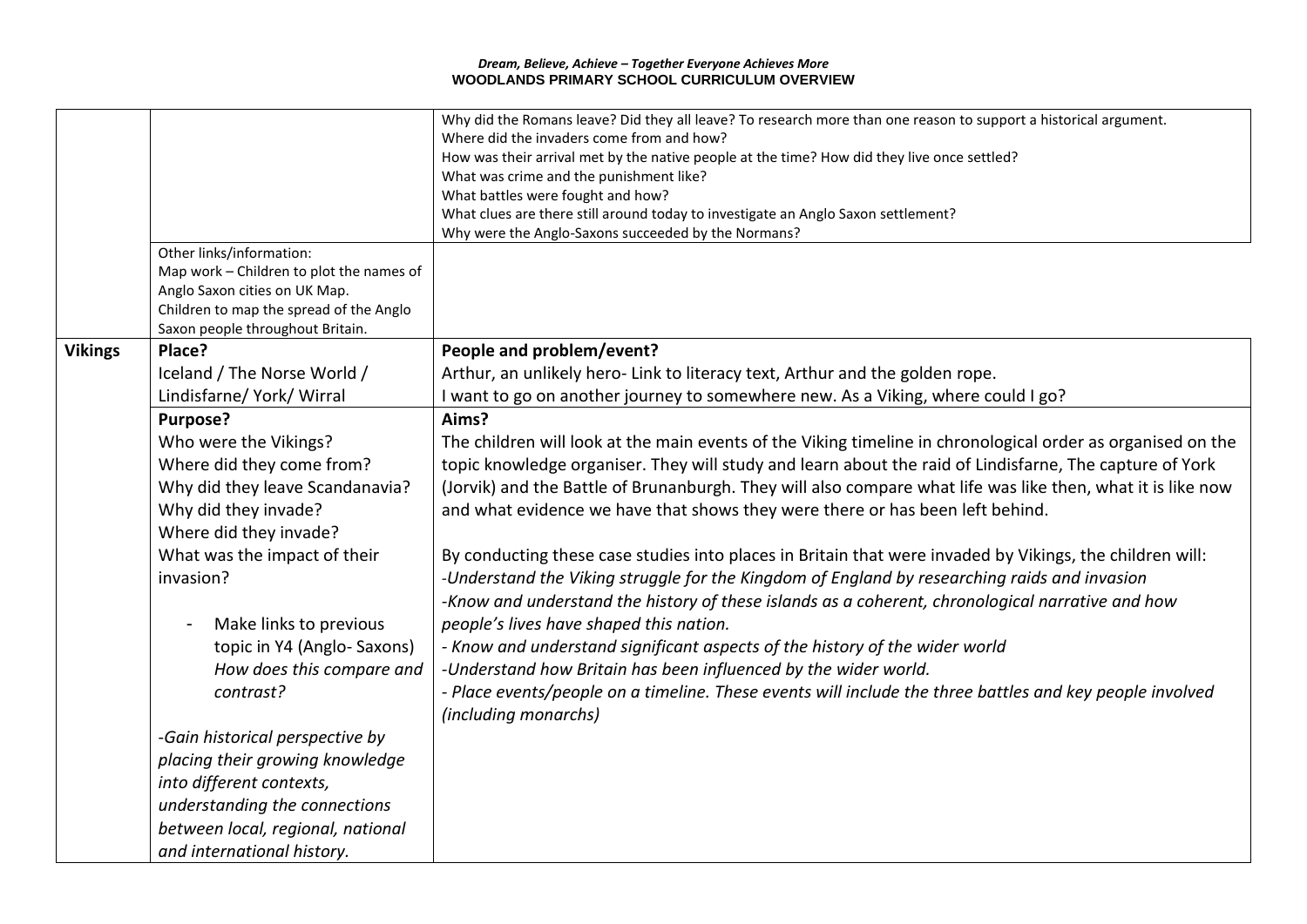*Dream, Believe, Achieve – Together Everyone Achieves More*
**WOODLANDS PRIMARY SCHOOL CURRICULUM OVERVIEW**

| | | |
|---|---|---|
| | | Why did the Romans leave? Did they all leave? To research more than one reason to support a historical argument.<br>Where did the invaders come from and how?<br>How was their arrival met by the native people at the time? How did they live once settled?<br>What was crime and the punishment like?<br>What battles were fought and how?<br>What clues are there still around today to investigate an Anglo Saxon settlement?<br>Why were the Anglo-Saxons succeeded by the Normans? |
| | Other links/information:<br>Map work – Children to plot the names of Anglo Saxon cities on UK Map.<br>Children to map the spread of the Anglo Saxon people throughout Britain. | |
| **Vikings** | **Place?**<br>Iceland / The Norse World / Lindisfarne/ York/ Wirral | **People and problem/event?**<br>Arthur, an unlikely hero- Link to literacy text, Arthur and the golden rope.<br>I want to go on another journey to somewhere new. As a Viking, where could I go? |
| | **Purpose?**<br>Who were the Vikings?<br>Where did they come from?<br>Why did they leave Scandanavia?<br>Why did they invade?<br>Where did they invade?<br>What was the impact of their invasion?<br><br>- Make links to previous topic in Y4 (Anglo- Saxons) *How does this compare and contrast?*<br><br>*-Gain historical perspective by placing their growing knowledge into different contexts, understanding the connections between local, regional, national and international history.* | **Aims?**<br>The children will look at the main events of the Viking timeline in chronological order as organised on the topic knowledge organiser. They will study and learn about the raid of Lindisfarne, The capture of York (Jorvik) and the Battle of Brunanburgh. They will also compare what life was like then, what it is like now and what evidence we have that shows they were there or has been left behind.<br><br>By conducting these case studies into places in Britain that were invaded by Vikings, the children will:<br>*-Understand the Viking struggle for the Kingdom of England by researching raids and invasion*<br>*-Know and understand the history of these islands as a coherent, chronological narrative and how people's lives have shaped this nation.*<br>*- Know and understand significant aspects of the history of the wider world*<br>*-Understand how Britain has been influenced by the wider world.*<br>*- Place events/people on a timeline. These events will include the three battles and key people involved (including monarchs)* |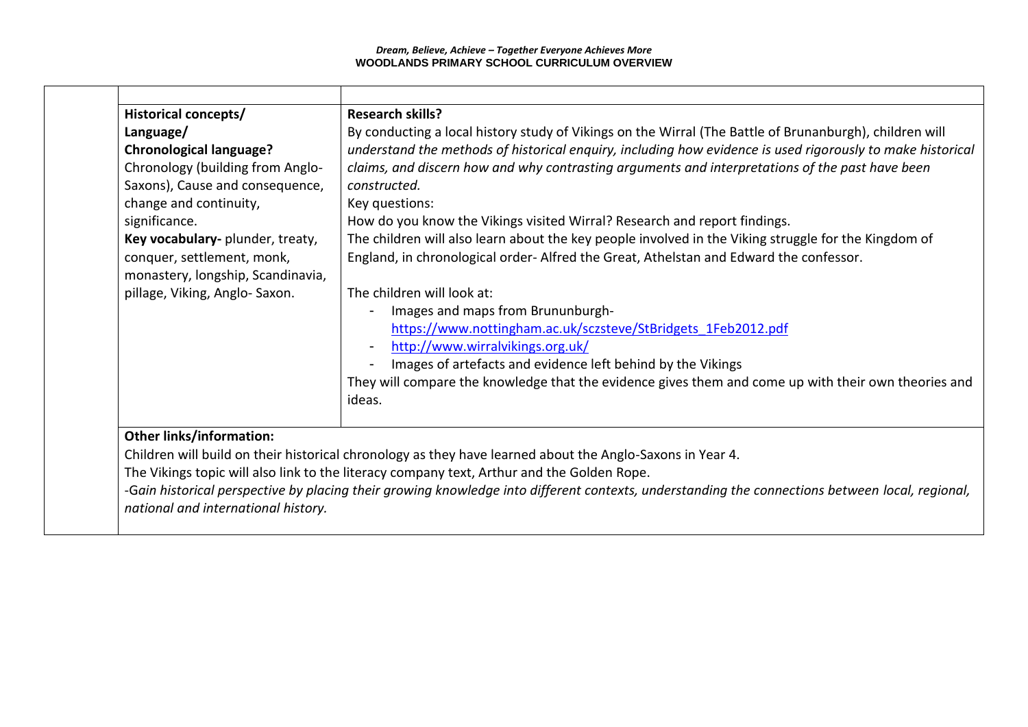| | |
|---|---|
| **Historical concepts/**<br>**Language/**<br>**Chronological language?**<br>Chronology (building from Anglo-Saxons), Cause and consequence, change and continuity, significance.<br>**Key vocabulary-** plunder, treaty, conquer, settlement, monk, monastery, longship, Scandinavia, pillage, Viking, Anglo- Saxon. | **Research skills?**<br>By conducting a local history study of Vikings on the Wirral (The Battle of Brunanburgh), children will *understand the methods of historical enquiry, including how evidence is used rigorously to make historical claims, and discern how and why contrasting arguments and interpretations of the past have been constructed.*<br>Key questions:<br>How do you know the Vikings visited Wirral? Research and report findings.<br>The children will also learn about the key people involved in the Viking struggle for the Kingdom of England, in chronological order- Alfred the Great, Athelstan and Edward the confessor.<br><br>The children will look at:<br>- Images and maps from Brununburgh- https://www.nottingham.ac.uk/sczsteve/StBridgets_1Feb2012.pdf<br>- http://www.wirralvikings.org.uk/<br>- Images of artefacts and evidence left behind by the Vikings<br>They will compare the knowledge that the evidence gives them and come up with their own theories and ideas. |

**Other links/information:**

Children will build on their historical chronology as they have learned about the Anglo-Saxons in Year 4.

The Vikings topic will also link to the literacy company text, Arthur and the Golden Rope.

-G*ain historical perspective by placing their growing knowledge into different contexts, understanding the connections between local, regional, national and international history.*